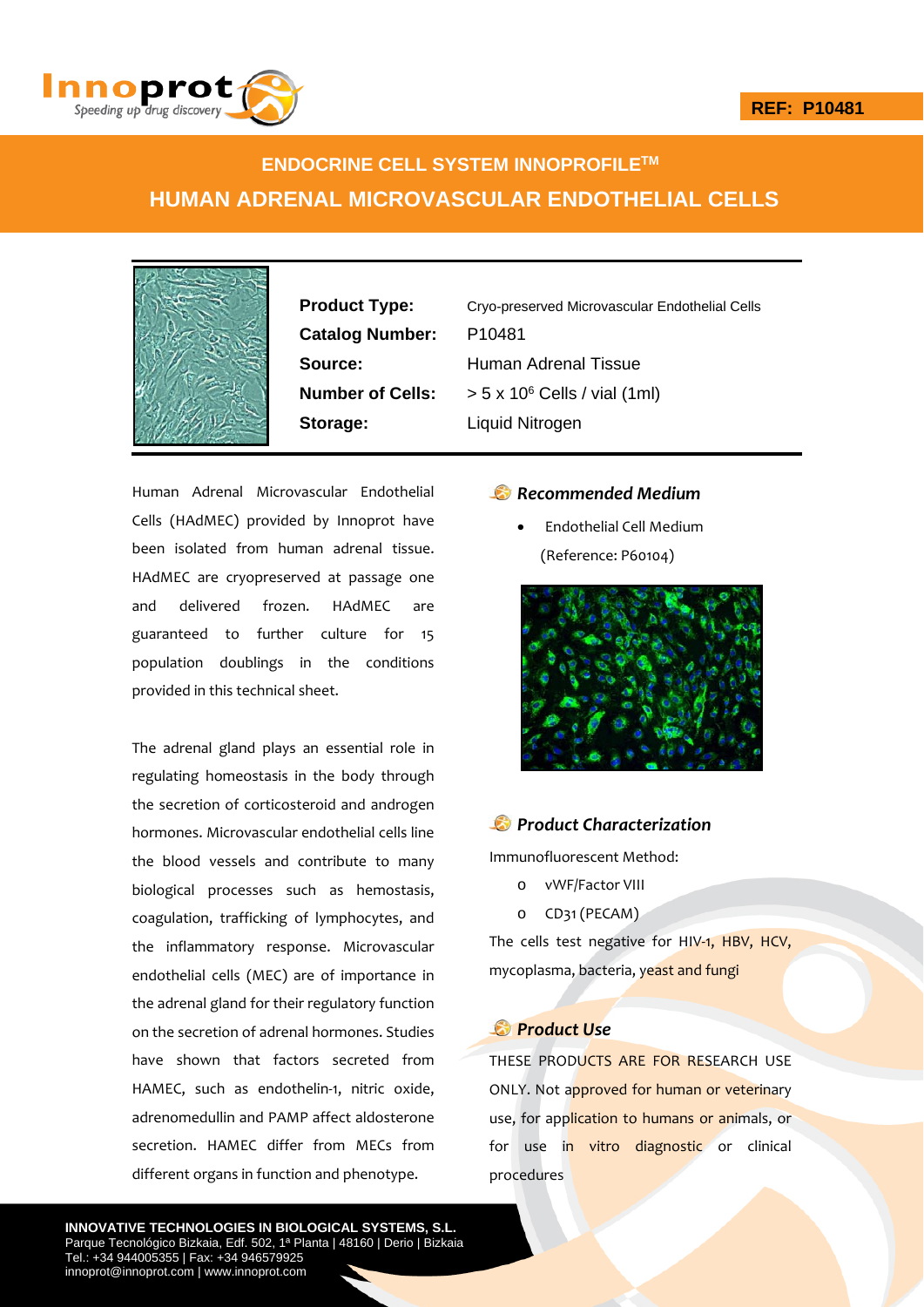REF: P10481

# ENDOCRINE CELL SYSTEM INNOPROFILE™

# HUMAN ADRENAL MICROVASCULAR ENDOTHELIAL CELLS

| | |
|---|---|
| **Product Type:** | Cryo-preserved Microvascular Endothelial Cells |
| **Catalog Number:** | P10481 |
| **Source:** | Human Adrenal Tissue |
| **Number of Cells:** | > 5 x $10^6$ Cells / vial (1ml) |
| **Storage:** | Liquid Nitrogen |

Human Adrenal Microvascular Endothelial Cells (HAdMEC) provided by Innoprot have been isolated from human adrenal tissue. HAdMEC are cryopreserved at passage one and delivered frozen. HAdMEC are guaranteed to further culture for 15 population doublings in the conditions provided in this technical sheet.

The adrenal gland plays an essential role in regulating homeostasis in the body through the secretion of corticosteroid and androgen hormones. Microvascular endothelial cells line the blood vessels and contribute to many biological processes such as hemostasis, coagulation, trafficking of lymphocytes, and the inflammatory response. Microvascular endothelial cells (MEC) are of importance in the adrenal gland for their regulatory function on the secretion of adrenal hormones. Studies have shown that factors secreted from HAMEC, such as endothelin-1, nitric oxide, adrenomedullin and PAMP affect aldosterone secretion. HAMEC differ from MECs from different organs in function and phenotype.

## *Recommended Medium*

- Endothelial Cell Medium (Reference: P60104)

## *Product Characterization*

Immunofluorescent Method:

- vWF/Factor VIII
- CD31 (PECAM)

The cells test negative for HIV-1, HBV, HCV, mycoplasma, bacteria, yeast and fungi

## *Product Use*

THESE PRODUCTS ARE FOR RESEARCH USE ONLY. Not approved for human or veterinary use, for application to humans or animals, or for use in vitro diagnostic or clinical procedures

**INNOVATIVE TECHNOLOGIES IN BIOLOGICAL SYSTEMS, S.L.**
Parque Tecnológico Bizkaia, Edf. 502, 1ª Planta | 48160 | Derio | Bizkaia
Tel.: +34 944005355 | Fax: +34 946579925
innoprot@innoprot.com | www.innoprot.com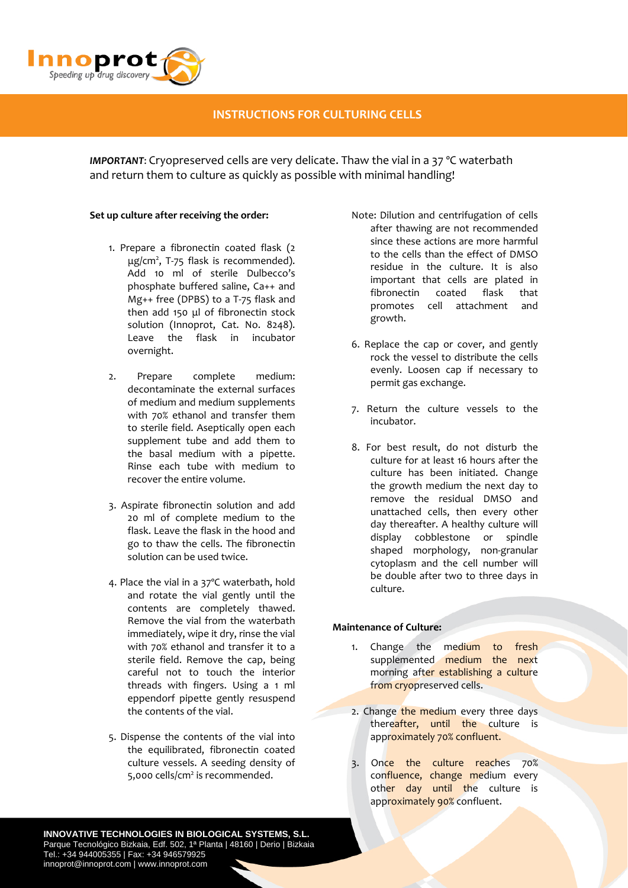## INSTRUCTIONS FOR CULTURING CELLS

***IMPORTANT***: Cryopreserved cells are very delicate. Thaw the vial in a 37 °C waterbath and return them to culture as quickly as possible with minimal handling!

**Set up culture after receiving the order:**

1. Prepare a fibronectin coated flask (2 µg/cm², T-75 flask is recommended). Add 10 ml of sterile Dulbecco's phosphate buffered saline, Ca++ and Mg++ free (DPBS) to a T-75 flask and then add 150 µl of fibronectin stock solution (Innoprot, Cat. No. 8248). Leave the flask in incubator overnight.

2. Prepare complete medium: decontaminate the external surfaces of medium and medium supplements with 70% ethanol and transfer them to sterile field. Aseptically open each supplement tube and add them to the basal medium with a pipette. Rinse each tube with medium to recover the entire volume.

3. Aspirate fibronectin solution and add 20 ml of complete medium to the flask. Leave the flask in the hood and go to thaw the cells. The fibronectin solution can be used twice.

4. Place the vial in a 37°C waterbath, hold and rotate the vial gently until the contents are completely thawed. Remove the vial from the waterbath immediately, wipe it dry, rinse the vial with 70% ethanol and transfer it to a sterile field. Remove the cap, being careful not to touch the interior threads with fingers. Using a 1 ml eppendorf pipette gently resuspend the contents of the vial.

5. Dispense the contents of the vial into the equilibrated, fibronectin coated culture vessels. A seeding density of 5,000 cells/cm² is recommended.

Note: Dilution and centrifugation of cells after thawing are not recommended since these actions are more harmful to the cells than the effect of DMSO residue in the culture. It is also important that cells are plated in fibronectin coated flask that promotes cell attachment and growth.

6. Replace the cap or cover, and gently rock the vessel to distribute the cells evenly. Loosen cap if necessary to permit gas exchange.

7. Return the culture vessels to the incubator.

8. For best result, do not disturb the culture for at least 16 hours after the culture has been initiated. Change the growth medium the next day to remove the residual DMSO and unattached cells, then every other day thereafter. A healthy culture will display cobblestone or spindle shaped morphology, non-granular cytoplasm and the cell number will be double after two to three days in culture.

**Maintenance of Culture:**

1. Change the medium to fresh supplemented medium the next morning after establishing a culture from cryopreserved cells.

2. Change the medium every three days thereafter, until the culture is approximately 70% confluent.

3. Once the culture reaches 70% confluence, change medium every other day until the culture is approximately 90% confluent.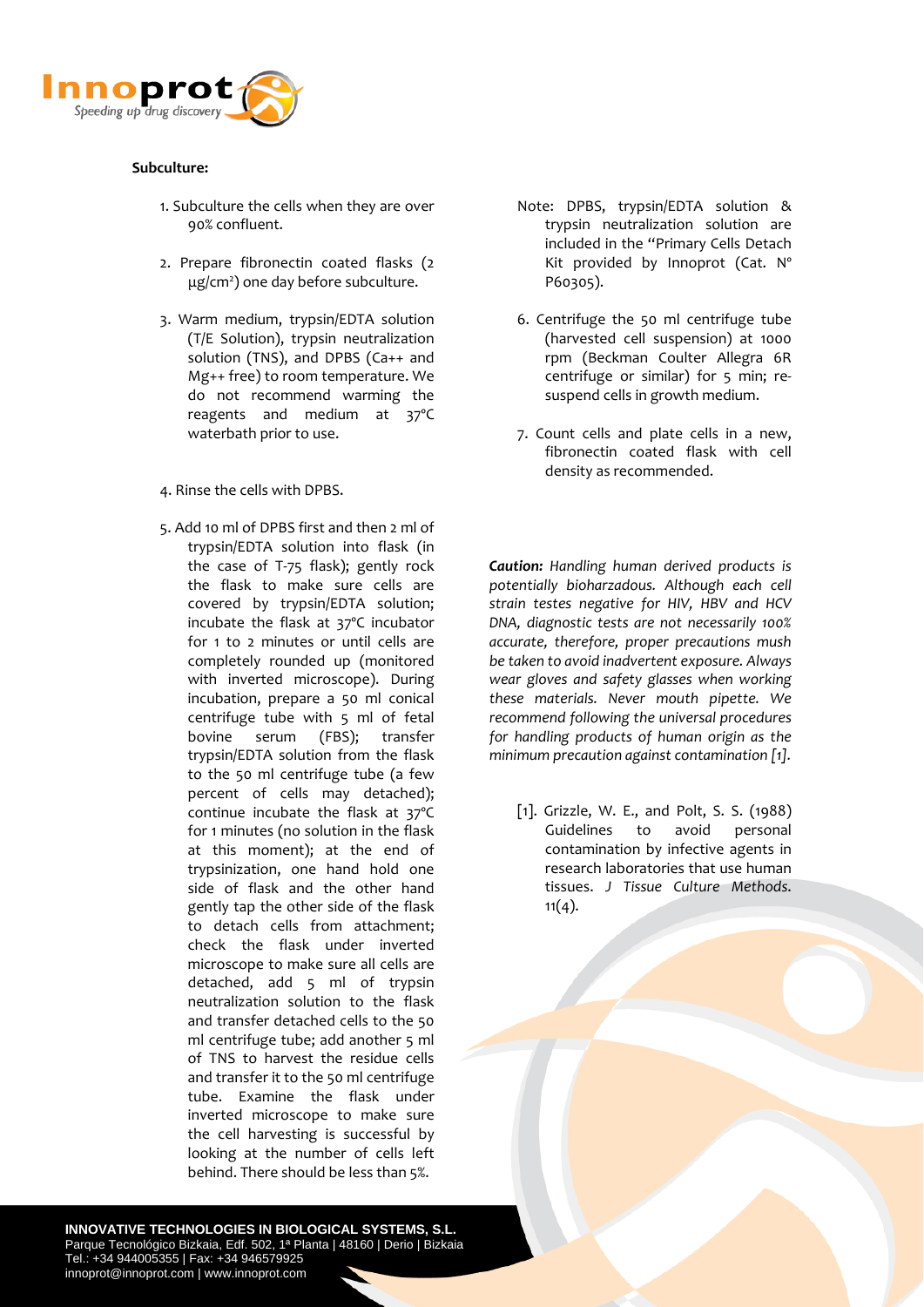**Subculture:**

1. Subculture the cells when they are over 90% confluent.

2. Prepare fibronectin coated flasks (2 µg/cm$^2$) one day before subculture.

3. Warm medium, trypsin/EDTA solution (T/E Solution), trypsin neutralization solution (TNS), and DPBS ($Ca^{++}$ and $Mg^{++}$ free) to room temperature. We do not recommend warming the reagents and medium at 37ºC waterbath prior to use.

4. Rinse the cells with DPBS.

5. Add 10 ml of DPBS first and then 2 ml of trypsin/EDTA solution into flask (in the case of T-75 flask); gently rock the flask to make sure cells are covered by trypsin/EDTA solution; incubate the flask at 37ºC incubator for 1 to 2 minutes or until cells are completely rounded up (monitored with inverted microscope). During incubation, prepare a 50 ml conical centrifuge tube with 5 ml of fetal bovine serum (FBS); transfer trypsin/EDTA solution from the flask to the 50 ml centrifuge tube (a few percent of cells may detached); continue incubate the flask at 37ºC for 1 minutes (no solution in the flask at this moment); at the end of trypsinization, one hand hold one side of flask and the other hand gently tap the other side of the flask to detach cells from attachment; check the flask under inverted microscope to make sure all cells are detached, add 5 ml of trypsin neutralization solution to the flask and transfer detached cells to the 50 ml centrifuge tube; add another 5 ml of TNS to harvest the residue cells and transfer it to the 50 ml centrifuge tube. Examine the flask under inverted microscope to make sure the cell harvesting is successful by looking at the number of cells left behind. There should be less than 5%.

Note: DPBS, trypsin/EDTA solution & trypsin neutralization solution are included in the "Primary Cells Detach Kit provided by Innoprot (Cat. Nº P60305).

6. Centrifuge the 50 ml centrifuge tube (harvested cell suspension) at 1000 rpm (Beckman Coulter Allegra 6R centrifuge or similar) for 5 min; re-suspend cells in growth medium.

7. Count cells and plate cells in a new, fibronectin coated flask with cell density as recommended.

***Caution:*** *Handling human derived products is potentially bioharzadous. Although each cell strain testes negative for HIV, HBV and HCV DNA, diagnostic tests are not necessarily 100% accurate, therefore, proper precautions mush be taken to avoid inadvertent exposure. Always wear gloves and safety glasses when working these materials. Never mouth pipette. We recommend following the universal procedures for handling products of human origin as the minimum precaution against contamination [1].*

[1]. Grizzle, W. E., and Polt, S. S. (1988) Guidelines to avoid personal contamination by infective agents in research laboratories that use human tissues. *J Tissue Culture Methods.* 11(4).